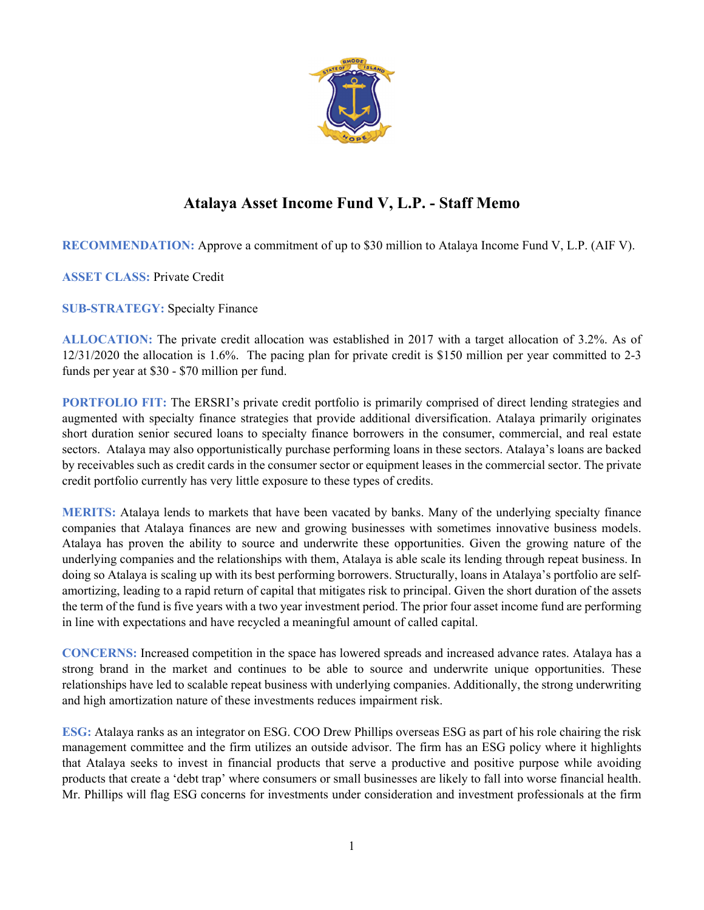# Atalaya Asset Income Fund V, L.P. - Staff Memo

**RECOMMENDATION:** Approve a commitment of up to $30 million to Atalaya Income Fund V, L.P. (AIF V).

**ASSET CLASS:** Private Credit

**SUB-STRATEGY:** Specialty Finance

**ALLOCATION:** The private credit allocation was established in 2017 with a target allocation of 3.2%. As of 12/31/2020 the allocation is 1.6%. The pacing plan for private credit is $150 million per year committed to 2-3 funds per year at $30 - $70 million per fund.

**PORTFOLIO FIT:** The ERSRI's private credit portfolio is primarily comprised of direct lending strategies and augmented with specialty finance strategies that provide additional diversification. Atalaya primarily originates short duration senior secured loans to specialty finance borrowers in the consumer, commercial, and real estate sectors. Atalaya may also opportunistically purchase performing loans in these sectors. Atalaya's loans are backed by receivables such as credit cards in the consumer sector or equipment leases in the commercial sector. The private credit portfolio currently has very little exposure to these types of credits.

**MERITS:** Atalaya lends to markets that have been vacated by banks. Many of the underlying specialty finance companies that Atalaya finances are new and growing businesses with sometimes innovative business models. Atalaya has proven the ability to source and underwrite these opportunities. Given the growing nature of the underlying companies and the relationships with them, Atalaya is able scale its lending through repeat business. In doing so Atalaya is scaling up with its best performing borrowers. Structurally, loans in Atalaya's portfolio are self-amortizing, leading to a rapid return of capital that mitigates risk to principal. Given the short duration of the assets the term of the fund is five years with a two year investment period. The prior four asset income fund are performing in line with expectations and have recycled a meaningful amount of called capital.

**CONCERNS:** Increased competition in the space has lowered spreads and increased advance rates. Atalaya has a strong brand in the market and continues to be able to source and underwrite unique opportunities. These relationships have led to scalable repeat business with underlying companies. Additionally, the strong underwriting and high amortization nature of these investments reduces impairment risk.

**ESG:** Atalaya ranks as an integrator on ESG. COO Drew Phillips overseas ESG as part of his role chairing the risk management committee and the firm utilizes an outside advisor. The firm has an ESG policy where it highlights that Atalaya seeks to invest in financial products that serve a productive and positive purpose while avoiding products that create a 'debt trap' where consumers or small businesses are likely to fall into worse financial health. Mr. Phillips will flag ESG concerns for investments under consideration and investment professionals at the firm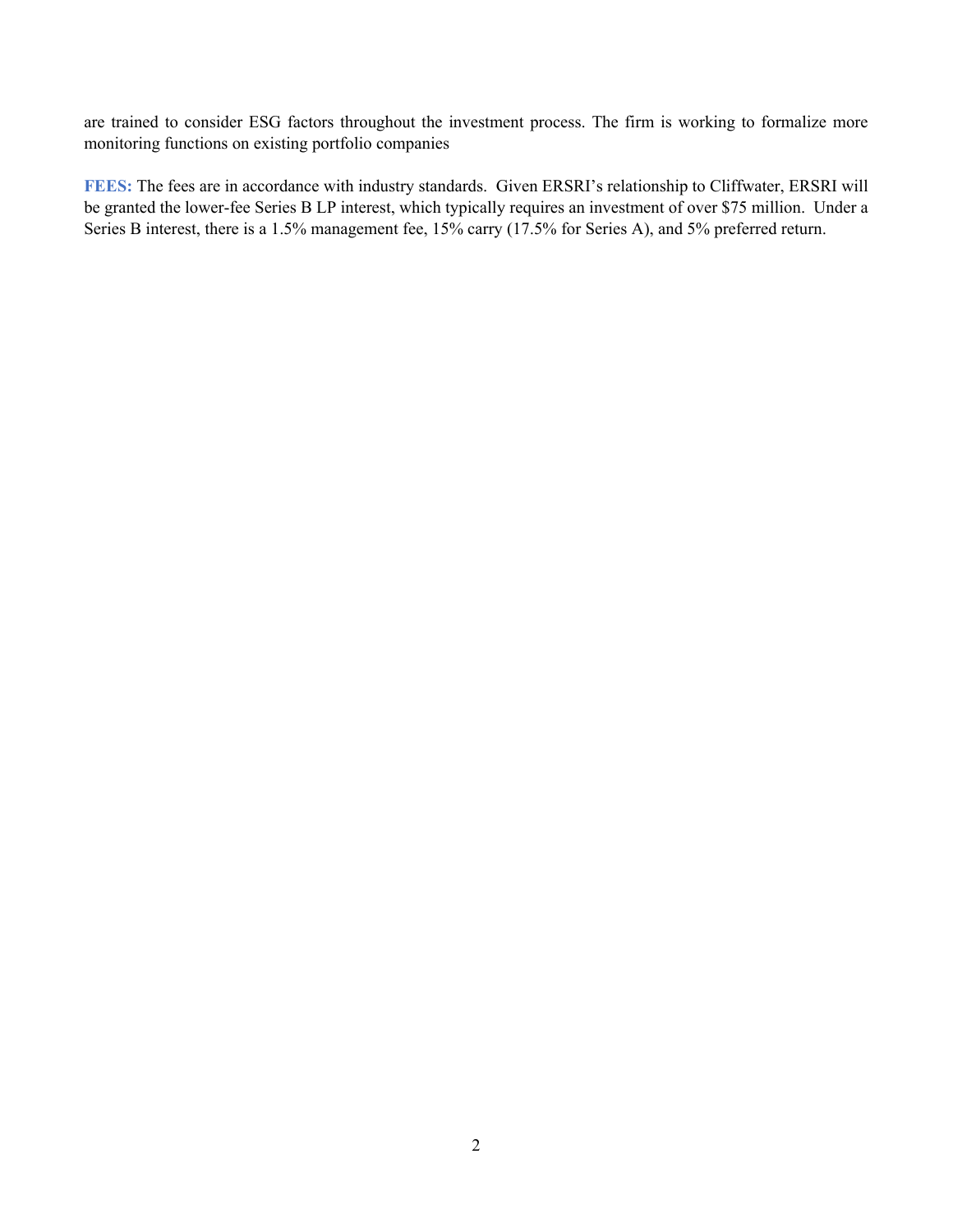are trained to consider ESG factors throughout the investment process. The firm is working to formalize more monitoring functions on existing portfolio companies

**FEES:** The fees are in accordance with industry standards. Given ERSRI's relationship to Cliffwater, ERSRI will be granted the lower-fee Series B LP interest, which typically requires an investment of over $75 million. Under a Series B interest, there is a 1.5% management fee, 15% carry (17.5% for Series A), and 5% preferred return.